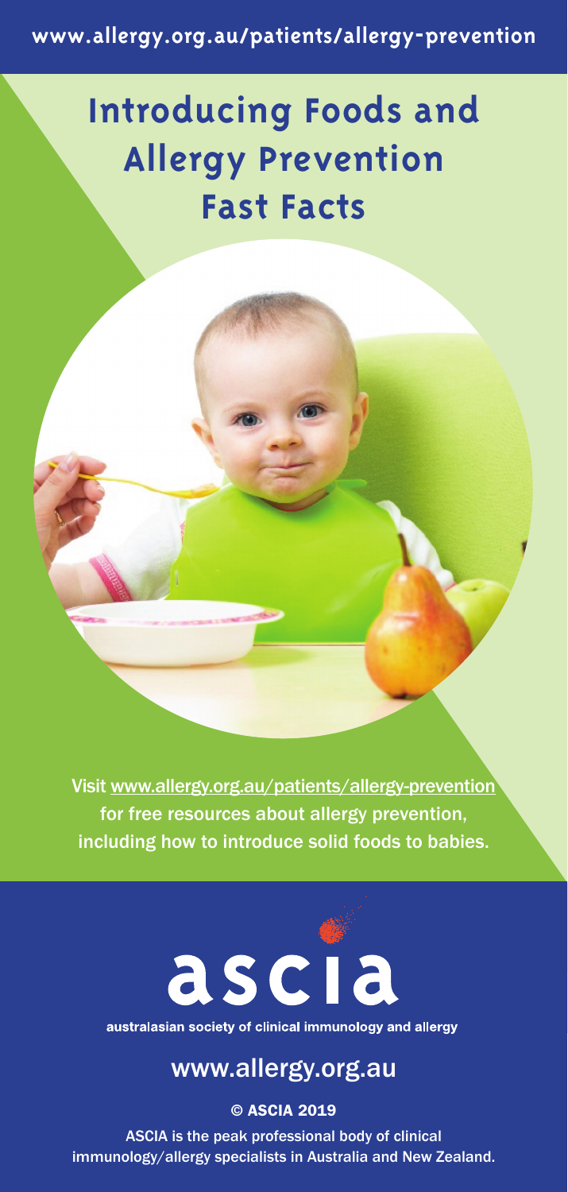www.allergy.org.au/patients/allergy-prevention

# Introducing Foods and Allergy Prevention

## Fast Facts

Visit www.allergy.org.au/patients/allergy-prevention for free resources about allergy prevention, including how to introduce solid foods to babies.

ascia

australasian society of clinical immunology and allergy

www.allergy.org.au

© ASCIA 2019

ASCIA is the peak professional body of clinical immunology/allergy specialists in Australia and New Zealand.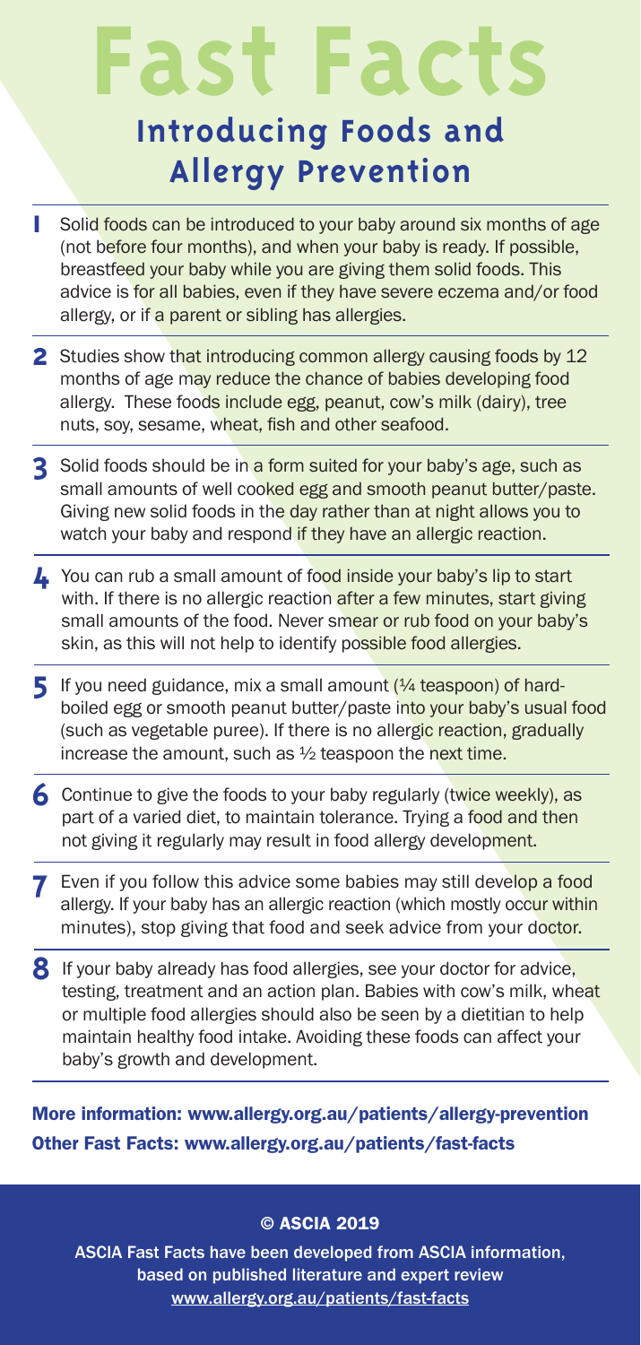# Fast Facts

## Introducing Foods and Allergy Prevention

1. Solid foods can be introduced to your baby around six months of age (not before four months), and when your baby is ready. If possible, breastfeed your baby while you are giving them solid foods. This advice is for all babies, even if they have severe eczema and/or food allergy, or if a parent or sibling has allergies.

2. Studies show that introducing common allergy causing foods by 12 months of age may reduce the chance of babies developing food allergy. These foods include egg, peanut, cow's milk (dairy), tree nuts, soy, sesame, wheat, fish and other seafood.

3. Solid foods should be in a form suited for your baby's age, such as small amounts of well cooked egg and smooth peanut butter/paste. Giving new solid foods in the day rather than at night allows you to watch your baby and respond if they have an allergic reaction.

4. You can rub a small amount of food inside your baby's lip to start with. If there is no allergic reaction after a few minutes, start giving small amounts of the food. Never smear or rub food on your baby's skin, as this will not help to identify possible food allergies.

5. If you need guidance, mix a small amount (¼ teaspoon) of hard-boiled egg or smooth peanut butter/paste into your baby's usual food (such as vegetable puree). If there is no allergic reaction, gradually increase the amount, such as ½ teaspoon the next time.

6. Continue to give the foods to your baby regularly (twice weekly), as part of a varied diet, to maintain tolerance. Trying a food and then not giving it regularly may result in food allergy development.

7. Even if you follow this advice some babies may still develop a food allergy. If your baby has an allergic reaction (which mostly occur within minutes), stop giving that food and seek advice from your doctor.

8. If your baby already has food allergies, see your doctor for advice, testing, treatment and an action plan. Babies with cow's milk, wheat or multiple food allergies should also be seen by a dietitian to help maintain healthy food intake. Avoiding these foods can affect your baby's growth and development.

**More information: www.allergy.org.au/patients/allergy-prevention**
**Other Fast Facts: www.allergy.org.au/patients/fast-facts**

**© ASCIA 2019**

ASCIA Fast Facts have been developed from ASCIA information, based on published literature and expert review
www.allergy.org.au/patients/fast-facts